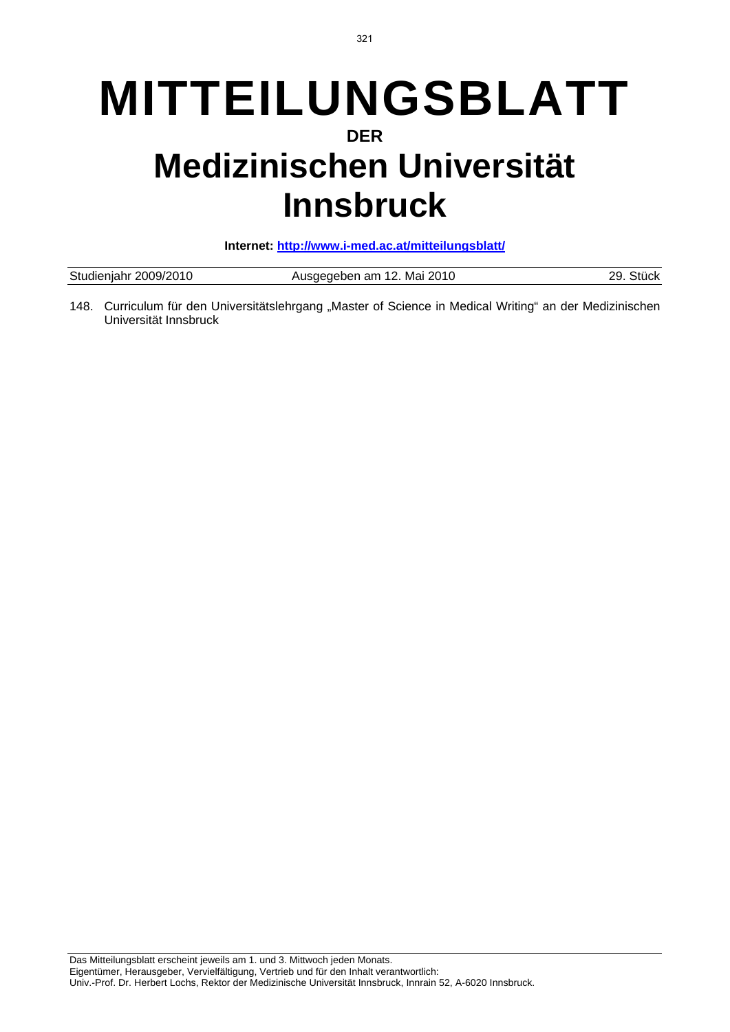# MITTEILUNGSBLATT

**DER**

# Medizinischen Universität Innsbruck

**Internet: [http://www.i-med.ac.at/mitteilungsblatt/](http://www.i-med.ac.at/mitteilungsblatt/)**

| Studienjahr 2009/2010 | Ausgegeben am 12. Mai 2010 | 29. Stück |
| --- | --- | --- |

148. Curriculum für den Universitätslehrgang „Master of Science in Medical Writing" an der Medizinischen Universität Innsbruck

Das Mitteilungsblatt erscheint jeweils am 1. und 3. Mittwoch jeden Monats.
Eigentümer, Herausgeber, Vervielfältigung, Vertrieb und für den Inhalt verantwortlich:
Univ.-Prof. Dr. Herbert Lochs, Rektor der Medizinische Universität Innsbruck, Innrain 52, A-6020 Innsbruck.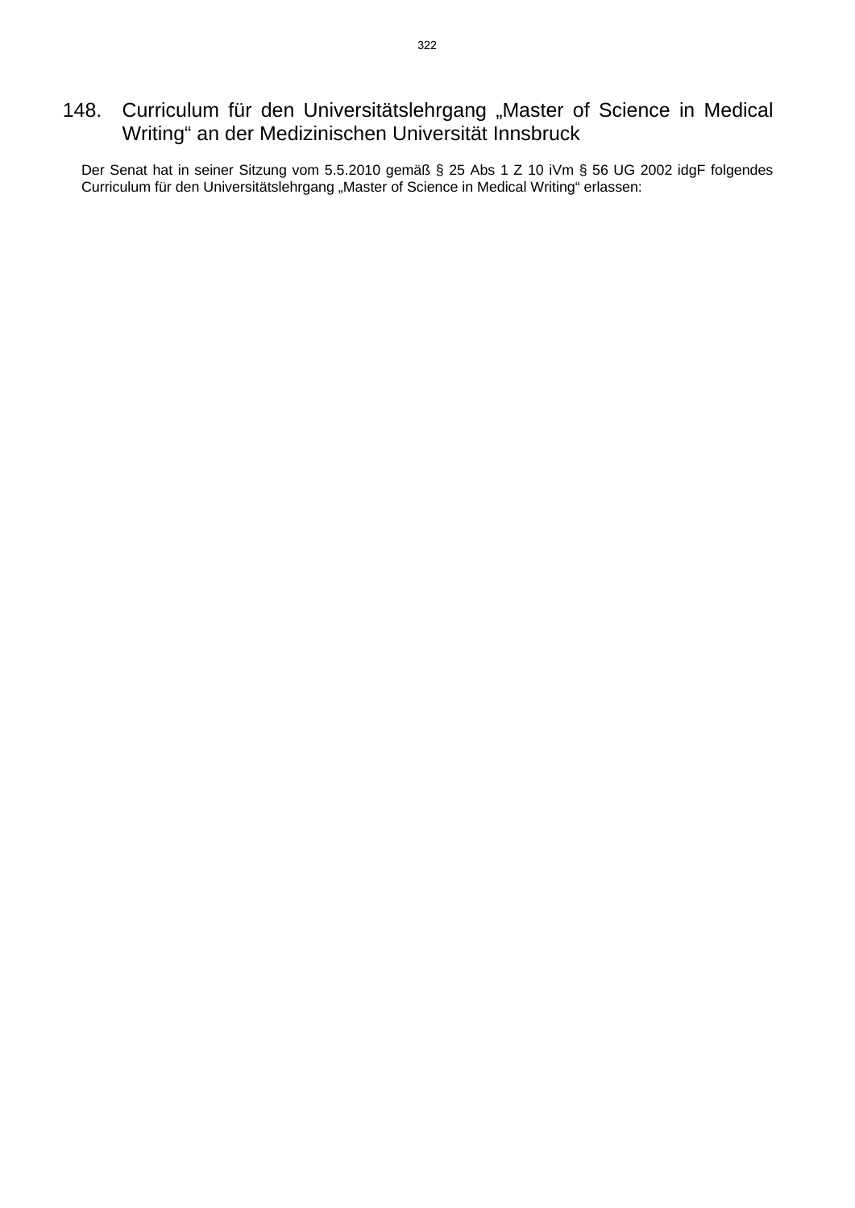## 148. Curriculum für den Universitätslehrgang „Master of Science in Medical Writing“ an der Medizinischen Universität Innsbruck

Der Senat hat in seiner Sitzung vom 5.5.2010 gemäß § 25 Abs 1 Z 10 iVm § 56 UG 2002 idgF folgendes Curriculum für den Universitätslehrgang „Master of Science in Medical Writing“ erlassen: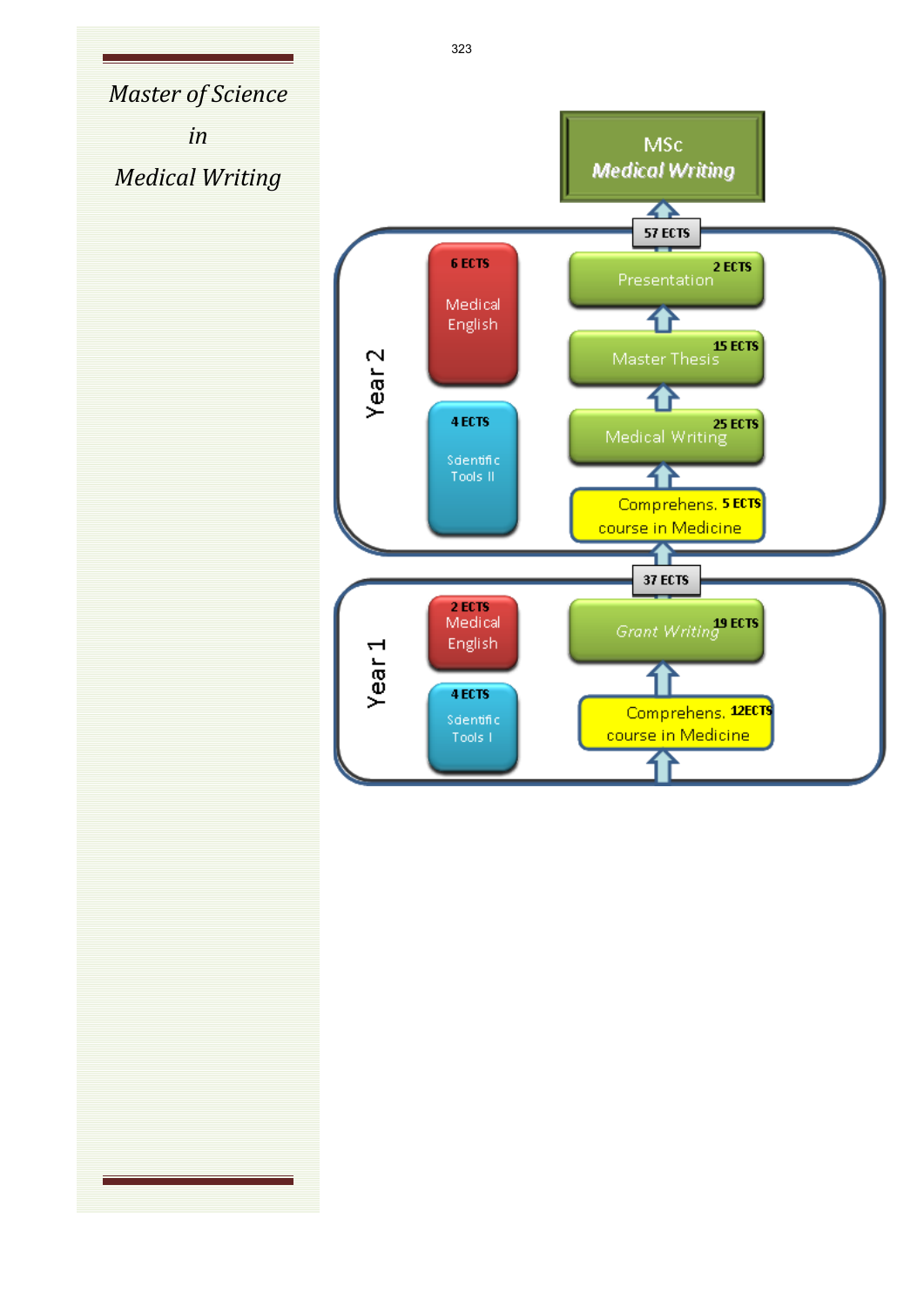*Master of Science*

*in*

*Medical Writing*

**MSc**

***Medical Writing***

**57 ECTS**

**Year 2**

| | |
|---|---|
| **6 ECTS** Medical English | Presentation **2 ECTS** |
| | Master Thesis **15 ECTS** |
| **4 ECTS** Scientific Tools II | Medical Writing **25 ECTS** |
| | Comprehens. course in Medicine **5 ECTS** |

**37 ECTS**

**Year 1**

| | |
|---|---|
| **2 ECTS** Medical English | *Grant Writing* **19 ECTS** |
| **4 ECTS** Scientific Tools I | Comprehens. course in Medicine **12ECTS** |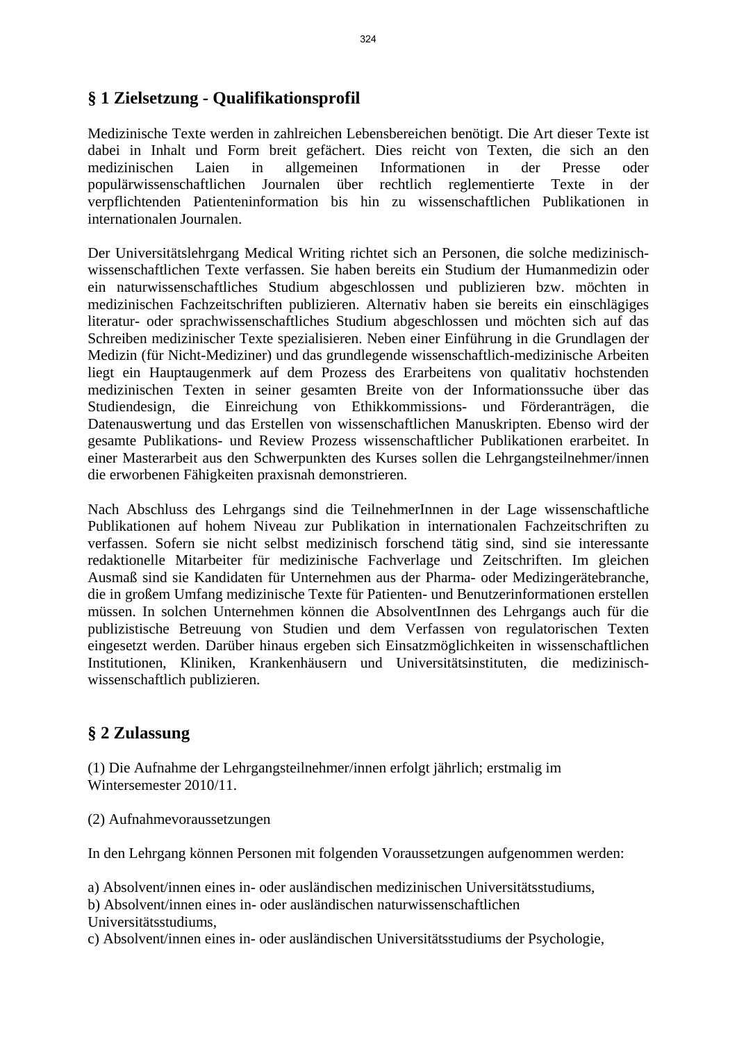## § 1 Zielsetzung - Qualifikationsprofil

Medizinische Texte werden in zahlreichen Lebensbereichen benötigt. Die Art dieser Texte ist dabei in Inhalt und Form breit gefächert. Dies reicht von Texten, die sich an den medizinischen Laien in allgemeinen Informationen in der Presse oder populärwissenschaftlichen Journalen über rechtlich reglementierte Texte in der verpflichtenden Patienteninformation bis hin zu wissenschaftlichen Publikationen in internationalen Journalen.

Der Universitätslehrgang Medical Writing richtet sich an Personen, die solche medizinisch-wissenschaftlichen Texte verfassen. Sie haben bereits ein Studium der Humanmedizin oder ein naturwissenschaftliches Studium abgeschlossen und publizieren bzw. möchten in medizinischen Fachzeitschriften publizieren. Alternativ haben sie bereits ein einschlägiges literatur- oder sprachwissenschaftliches Studium abgeschlossen und möchten sich auf das Schreiben medizinischer Texte spezialisieren. Neben einer Einführung in die Grundlagen der Medizin (für Nicht-Mediziner) und das grundlegende wissenschaftlich-medizinische Arbeiten liegt ein Hauptaugenmerk auf dem Prozess des Erarbeitens von qualitativ hochstenden medizinischen Texten in seiner gesamten Breite von der Informationssuche über das Studiendesign, die Einreichung von Ethikkommissions- und Förderanträgen, die Datenauswertung und das Erstellen von wissenschaftlichen Manuskripten. Ebenso wird der gesamte Publikations- und Review Prozess wissenschaftlicher Publikationen erarbeitet. In einer Masterarbeit aus den Schwerpunkten des Kurses sollen die Lehrgangsteilnehmer/innen die erworbenen Fähigkeiten praxisnah demonstrieren.

Nach Abschluss des Lehrgangs sind die TeilnehmerInnen in der Lage wissenschaftliche Publikationen auf hohem Niveau zur Publikation in internationalen Fachzeitschriften zu verfassen. Sofern sie nicht selbst medizinisch forschend tätig sind, sind sie interessante redaktionelle Mitarbeiter für medizinische Fachverlage und Zeitschriften. Im gleichen Ausmaß sind sie Kandidaten für Unternehmen aus der Pharma- oder Medizingerätebranche, die in großem Umfang medizinische Texte für Patienten- und Benutzerinformationen erstellen müssen. In solchen Unternehmen können die AbsolventInnen des Lehrgangs auch für die publizistische Betreuung von Studien und dem Verfassen von regulatorischen Texten eingesetzt werden. Darüber hinaus ergeben sich Einsatzmöglichkeiten in wissenschaftlichen Institutionen, Kliniken, Krankenhäusern und Universitätsinstituten, die medizinisch-wissenschaftlich publizieren.

## § 2 Zulassung

(1) Die Aufnahme der Lehrgangsteilnehmer/innen erfolgt jährlich; erstmalig im Wintersemester 2010/11.

(2) Aufnahmevoraussetzungen

In den Lehrgang können Personen mit folgenden Voraussetzungen aufgenommen werden:

a) Absolvent/innen eines in- oder ausländischen medizinischen Universitätsstudiums,
b) Absolvent/innen eines in- oder ausländischen naturwissenschaftlichen Universitätsstudiums,
c) Absolvent/innen eines in- oder ausländischen Universitätsstudiums der Psychologie,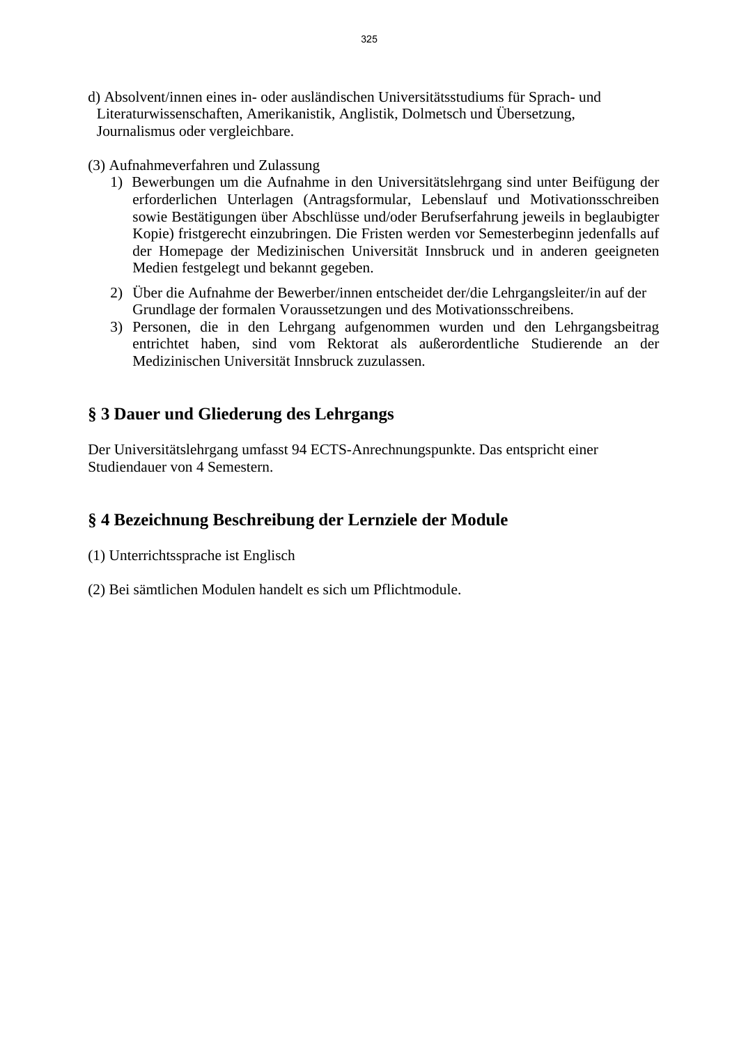d) Absolvent/innen eines in- oder ausländischen Universitätsstudiums für Sprach- und Literaturwissenschaften, Amerikanistik, Anglistik, Dolmetsch und Übersetzung, Journalismus oder vergleichbare.

(3) Aufnahmeverfahren und Zulassung

1) Bewerbungen um die Aufnahme in den Universitätslehrgang sind unter Beifügung der erforderlichen Unterlagen (Antragsformular, Lebenslauf und Motivationsschreiben sowie Bestätigungen über Abschlüsse und/oder Berufserfahrung jeweils in beglaubigter Kopie) fristgerecht einzubringen. Die Fristen werden vor Semesterbeginn jedenfalls auf der Homepage der Medizinischen Universität Innsbruck und in anderen geeigneten Medien festgelegt und bekannt gegeben.
2) Über die Aufnahme der Bewerber/innen entscheidet der/die Lehrgangsleiter/in auf der Grundlage der formalen Voraussetzungen und des Motivationsschreibens.
3) Personen, die in den Lehrgang aufgenommen wurden und den Lehrgangsbeitrag entrichtet haben, sind vom Rektorat als außerordentliche Studierende an der Medizinischen Universität Innsbruck zuzulassen.

## § 3 Dauer und Gliederung des Lehrgangs

Der Universitätslehrgang umfasst 94 ECTS-Anrechnungspunkte. Das entspricht einer Studiendauer von 4 Semestern.

## § 4 Bezeichnung Beschreibung der Lernziele der Module

(1) Unterrichtssprache ist Englisch

(2) Bei sämtlichen Modulen handelt es sich um Pflichtmodule.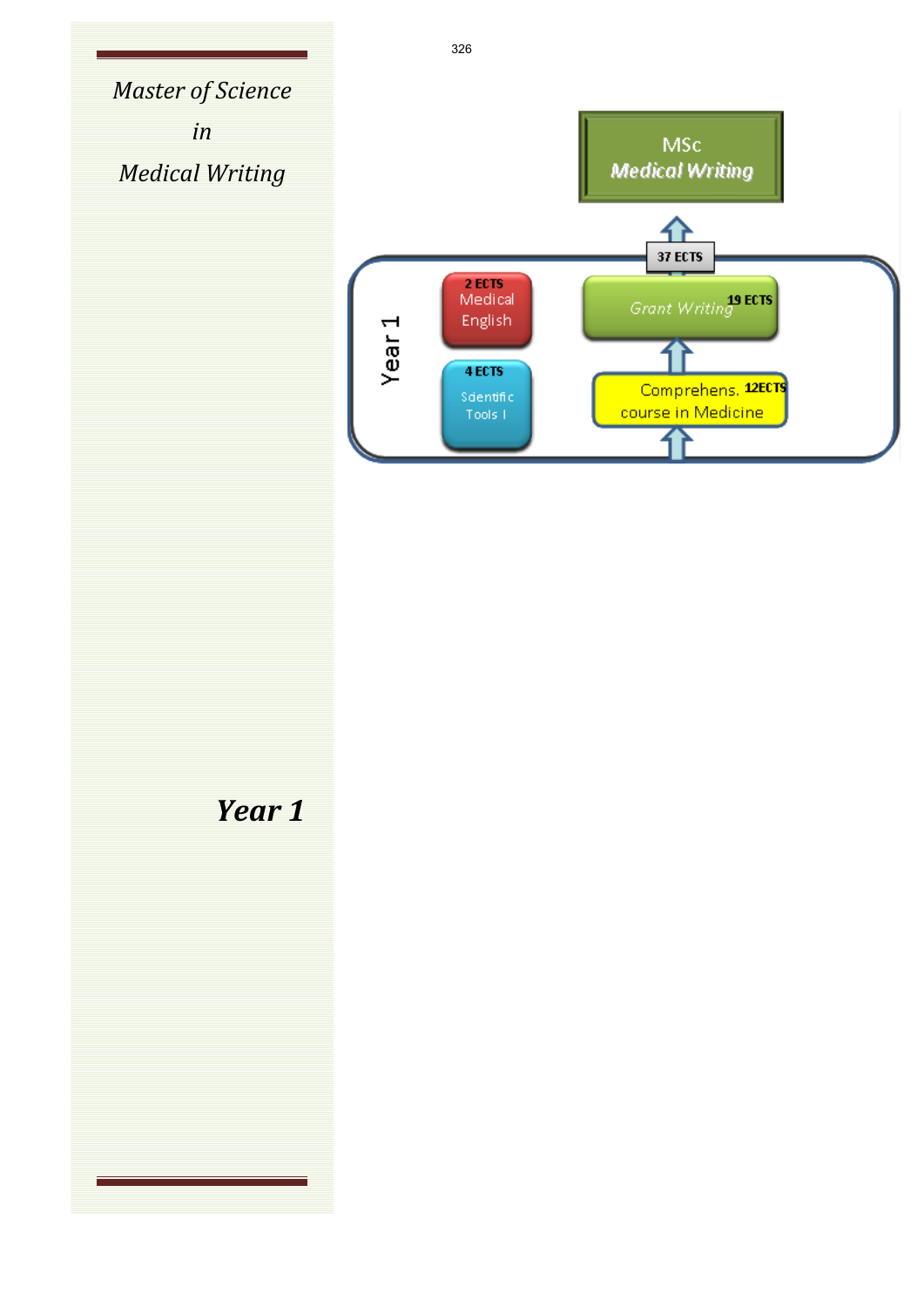*Master of Science*

*in*

*Medical Writing*

MSc
**Medical Writing**

37 ECTS

Year 1

2 ECTS
Medical English

4 ECTS
Scientific Tools I

*Grant Writing* 19 ECTS

Comprehens. course in Medicine 12ECTS

***Year 1***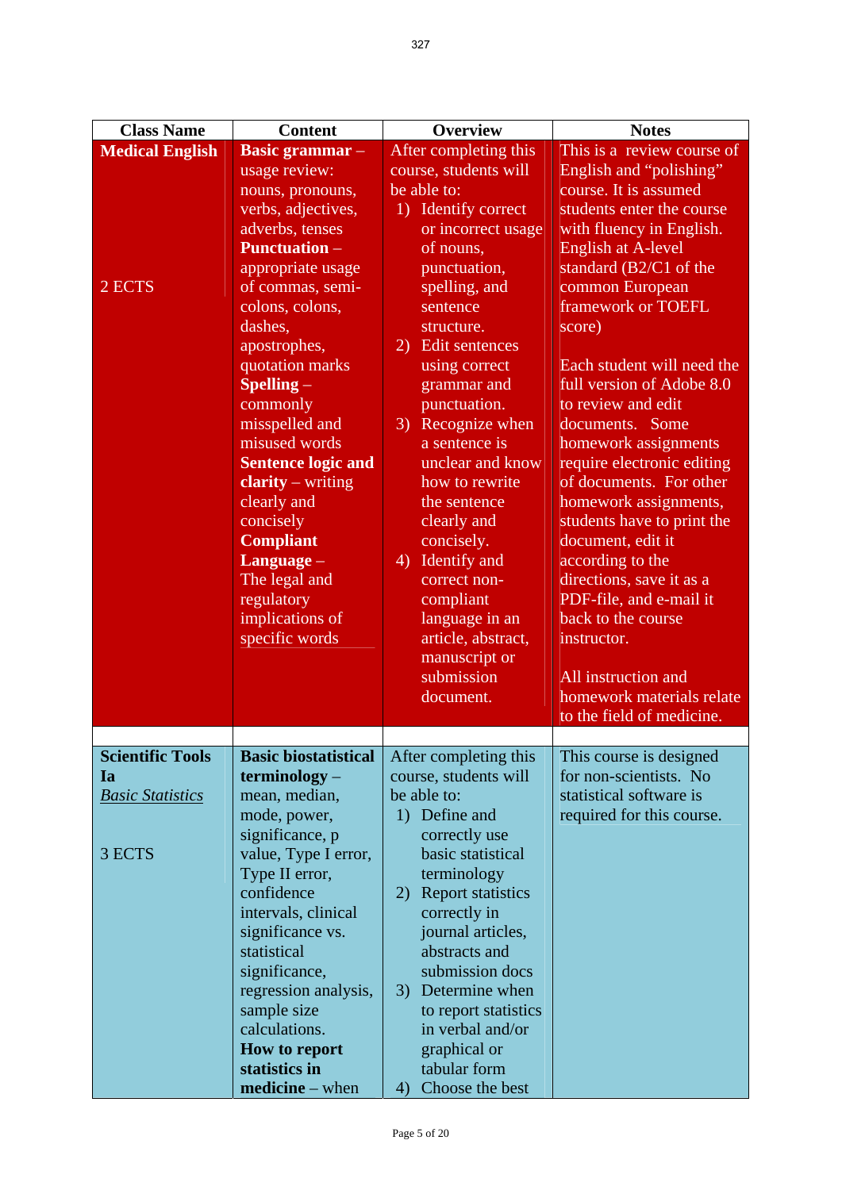| Class Name | Content | Overview | Notes |
|---|---|---|---|
| **Medical English**<br><br>2 ECTS | **Basic grammar** – usage review: nouns, pronouns, verbs, adjectives, adverbs, tenses<br>**Punctuation** – appropriate usage of commas, semi-colons, colons, dashes, apostrophes, quotation marks<br>**Spelling** – commonly misspelled and misused words<br>**Sentence logic and clarity** – writing clearly and concisely<br>**Compliant Language** – The legal and regulatory implications of specific words | After completing this course, students will be able to:<br>1) Identify correct or incorrect usage of nouns, punctuation, spelling, and sentence structure.<br>2) Edit sentences using correct grammar and punctuation.<br>3) Recognize when a sentence is unclear and know how to rewrite the sentence clearly and concisely.<br>4) Identify and correct non-compliant language in an article, abstract, manuscript or submission document. | This is a review course of English and "polishing" course. It is assumed students enter the course with fluency in English. English at A-level standard (B2/C1 of the common European framework or TOEFL score)<br><br>Each student will need the full version of Adobe 8.0 to review and edit documents. Some homework assignments require electronic editing of documents. For other homework assignments, students have to print the document, edit it according to the directions, save it as a PDF-file, and e-mail it back to the course instructor.<br><br>All instruction and homework materials relate to the field of medicine. |
| | | | |
| **Scientific Tools Ia**<br>*Basic Statistics*<br><br>3 ECTS | **Basic biostatistical terminology** – mean, median, mode, power, significance, p value, Type I error, Type II error, confidence intervals, clinical significance vs. statistical significance, regression analysis, sample size calculations.<br>**How to report statistics in medicine** – when | After completing this course, students will be able to:<br>1) Define and correctly use basic statistical terminology<br>2) Report statistics correctly in journal articles, abstracts and submission docs<br>3) Determine when to report statistics in verbal and/or graphical or tabular form<br>4) Choose the best | This course is designed for non-scientists. No statistical software is required for this course. |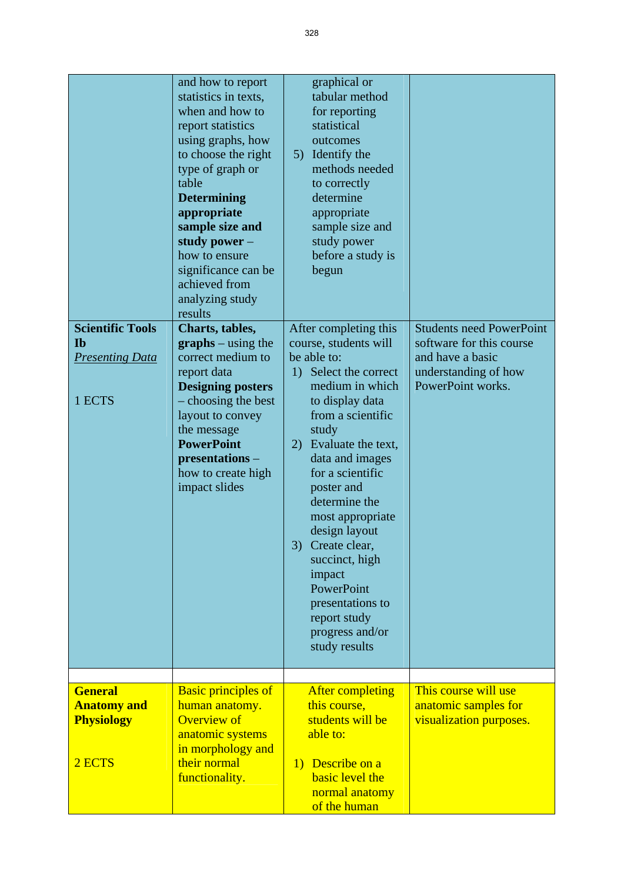| | | | |
|---|---|---|---|
| | and how to report statistics in texts, when and how to report statistics using graphs, how to choose the right type of graph or table **Determining appropriate sample size and study power** – how to ensure significance can be achieved from analyzing study results | graphical or tabular method for reporting statistical outcomes 5) Identify the methods needed to correctly determine appropriate sample size and study power before a study is begun | |
| **Scientific Tools Ib** *Presenting Data* 1 ECTS | **Charts, tables, graphs** – using the correct medium to report data **Designing posters** – choosing the best layout to convey the message **PowerPoint presentations** – how to create high impact slides | After completing this course, students will be able to: 1) Select the correct medium in which to display data from a scientific study 2) Evaluate the text, data and images for a scientific poster and determine the most appropriate design layout 3) Create clear, succinct, high impact PowerPoint presentations to report study progress and/or study results | Students need PowerPoint software for this course and have a basic understanding of how PowerPoint works. |
| | | | |
| **General Anatomy and Physiology** 2 ECTS | Basic principles of human anatomy. Overview of anatomic systems in morphology and their normal functionality. | After completing this course, students will be able to: 1) Describe on a basic level the normal anatomy of the human | This course will use anatomic samples for visualization purposes. |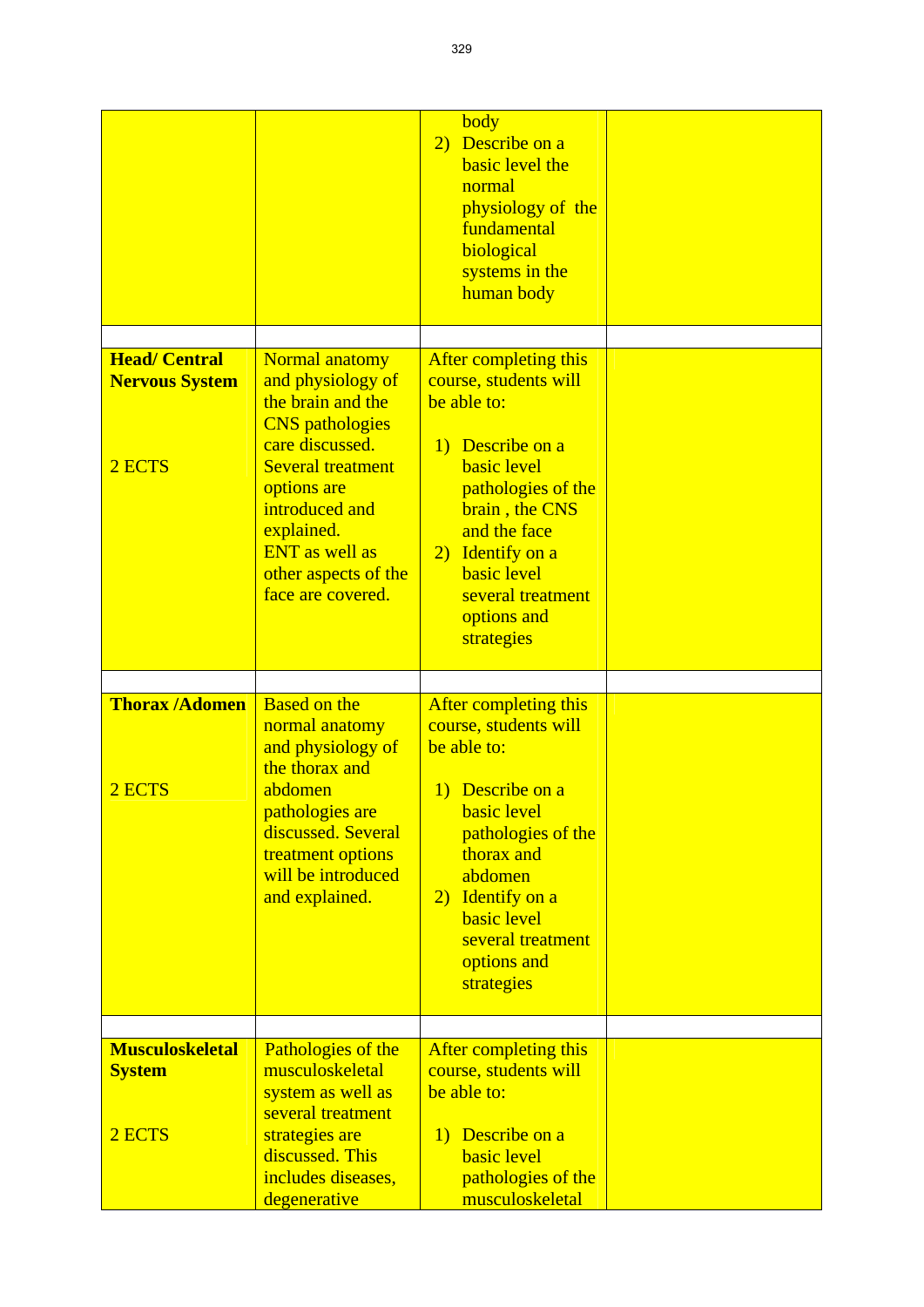| | | | |
|---|---|---|---|
| | | body<br>2) Describe on a basic level the normal physiology of the fundamental biological systems in the human body | |
| | | | |
| **Head/ Central Nervous System**<br><br>2 ECTS | Normal anatomy and physiology of the brain and the CNS pathologies care discussed. Several treatment options are introduced and explained.<br>ENT as well as other aspects of the face are covered. | After completing this course, students will be able to:<br><br>1) Describe on a basic level pathologies of the brain , the CNS and the face<br>2) Identify on a basic level several treatment options and strategies | |
| | | | |
| **Thorax /Adomen**<br><br>2 ECTS | Based on the normal anatomy and physiology of the thorax and abdomen pathologies are discussed. Several treatment options will be introduced and explained. | After completing this course, students will be able to:<br><br>1) Describe on a basic level pathologies of the thorax and abdomen<br>2) Identify on a basic level several treatment options and strategies | |
| | | | |
| **Musculoskeletal System**<br><br>2 ECTS | Pathologies of the musculoskeletal system as well as several treatment strategies are discussed. This includes diseases, degenerative | After completing this course, students will be able to:<br><br>1) Describe on a basic level pathologies of the musculoskeletal | |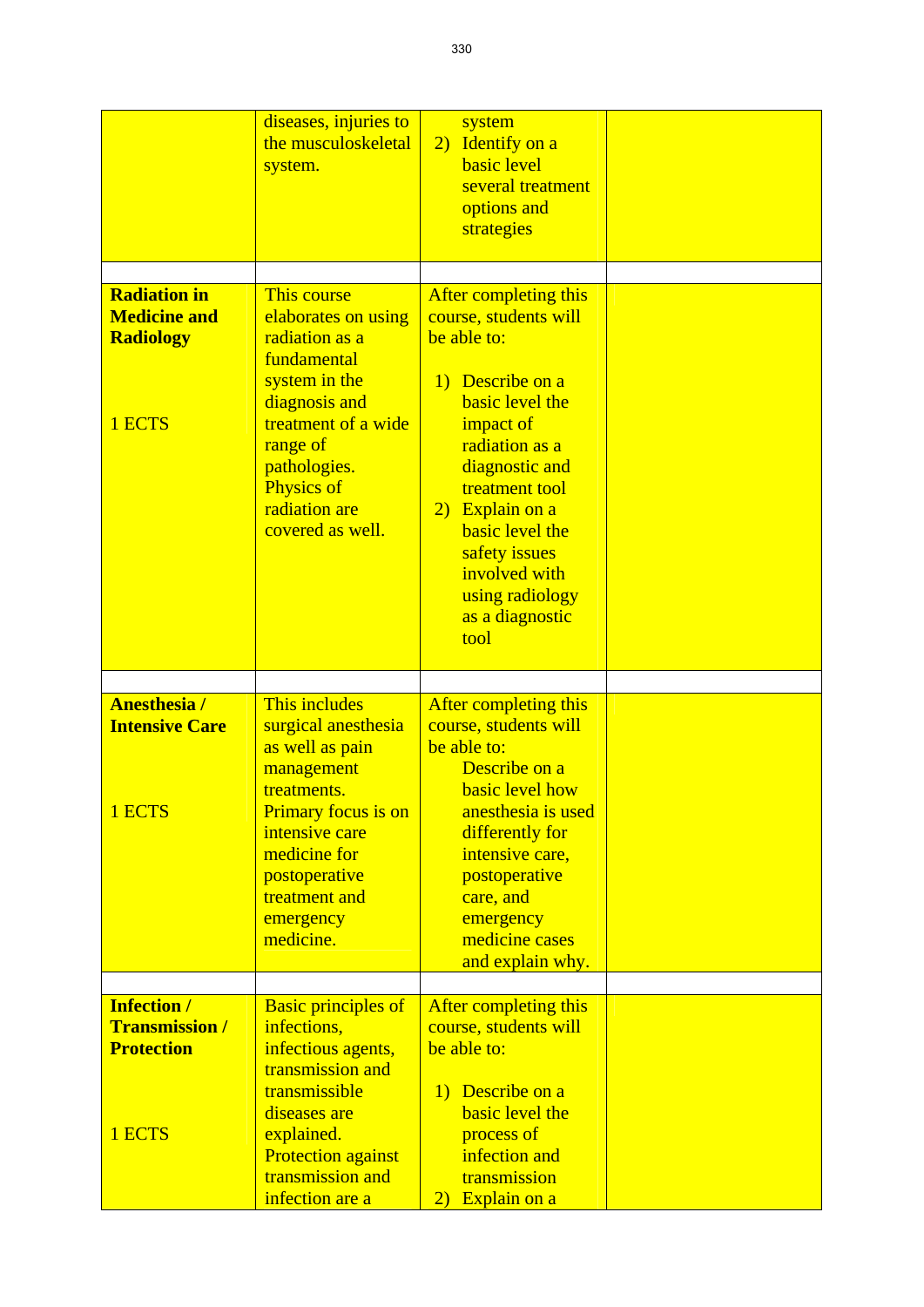| | | | |
|---|---|---|---|
| | diseases, injuries to the musculoskeletal system. | system<br>2) Identify on a basic level several treatment options and strategies | |
| | | | |
| **Radiation in Medicine and Radiology**<br><br>1 ECTS | This course elaborates on using radiation as a fundamental system in the diagnosis and treatment of a wide range of pathologies. Physics of radiation are covered as well. | After completing this course, students will be able to:<br><br>1) Describe on a basic level the impact of radiation as a diagnostic and treatment tool<br>2) Explain on a basic level the safety issues involved with using radiology as a diagnostic tool | |
| | | | |
| **Anesthesia / Intensive Care**<br><br>1 ECTS | This includes surgical anesthesia as well as pain management treatments. Primary focus is on intensive care medicine for postoperative treatment and emergency medicine. | After completing this course, students will be able to:<br>Describe on a basic level how anesthesia is used differently for intensive care, postoperative care, and emergency medicine cases and explain why. | |
| | | | |
| **Infection / Transmission / Protection**<br><br>1 ECTS | Basic principles of infections, infectious agents, transmission and transmissible diseases are explained. Protection against transmission and infection are a | After completing this course, students will be able to:<br><br>1) Describe on a basic level the process of infection and transmission<br>2) Explain on a | |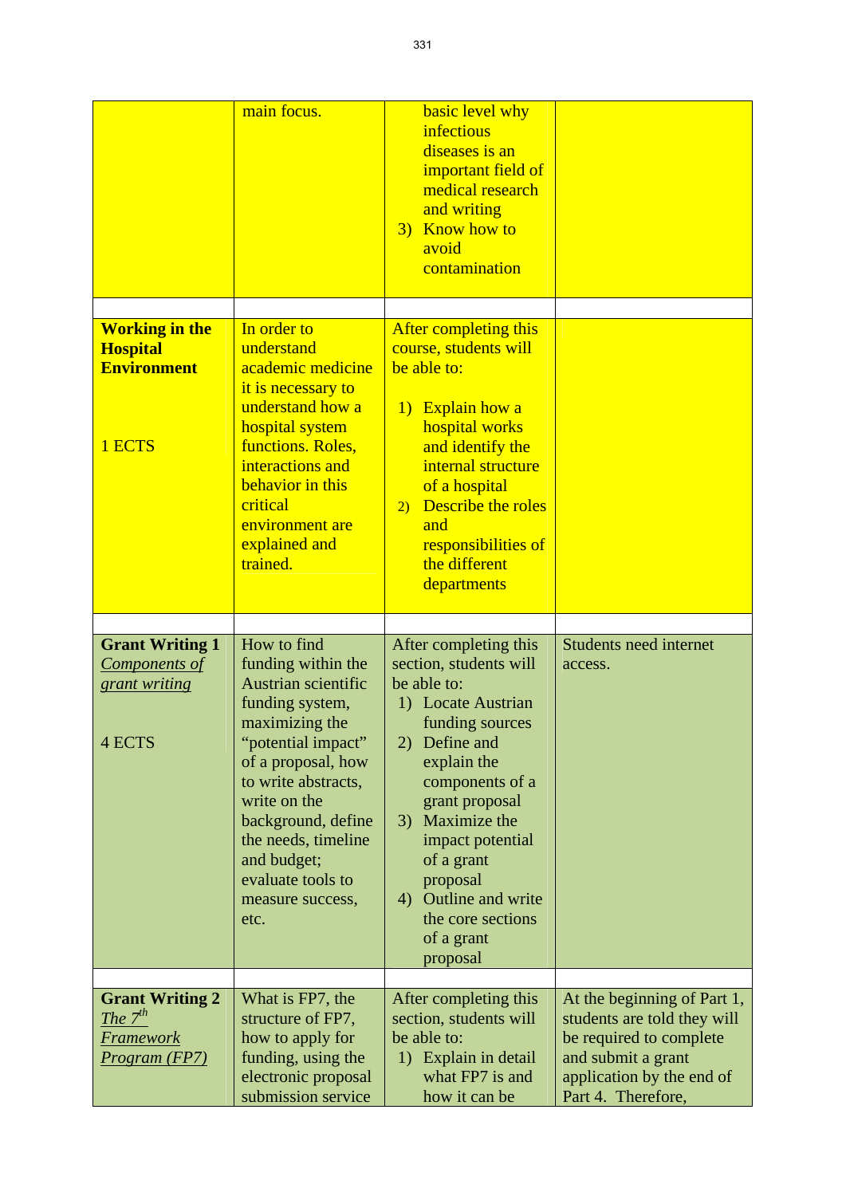| | | | |
|---|---|---|---|
| | main focus. | basic level why infectious diseases is an important field of medical research and writing<br>3) Know how to avoid contamination | |
| | | | |
| **Working in the Hospital Environment**<br><br>1 ECTS | In order to understand academic medicine it is necessary to understand how a hospital system functions. Roles, interactions and behavior in this critical environment are explained and trained. | After completing this course, students will be able to:<br><br>1) Explain how a hospital works and identify the internal structure of a hospital<br>2) Describe the roles and responsibilities of the different departments | |
| | | | |
| **Grant Writing 1**<br>*Components of grant writing*<br><br>4 ECTS | How to find funding within the Austrian scientific funding system, maximizing the "potential impact" of a proposal, how to write abstracts, write on the background, define the needs, timeline and budget; evaluate tools to measure success, etc. | After completing this section, students will be able to:<br>1) Locate Austrian funding sources<br>2) Define and explain the components of a grant proposal<br>3) Maximize the impact potential of a grant proposal<br>4) Outline and write the core sections of a grant proposal | Students need internet access. |
| | | | |
| **Grant Writing 2**<br>*The 7th Framework Program (FP7)* | What is FP7, the structure of FP7, how to apply for funding, using the electronic proposal submission service | After completing this section, students will be able to:<br>1) Explain in detail what FP7 is and how it can be | At the beginning of Part 1, students are told they will be required to complete and submit a grant application by the end of Part 4. Therefore, |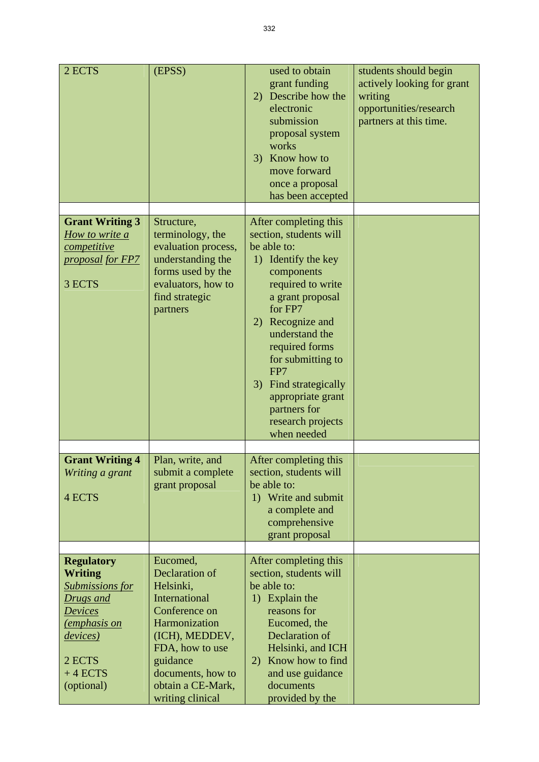| | | | |
|---|---|---|---|
| 2 ECTS | (EPSS) | used to obtain grant funding<br>2) Describe how the electronic submission proposal system works<br>3) Know how to move forward once a proposal has been accepted | students should begin actively looking for grant writing opportunities/research partners at this time. |
| | | | |
| **Grant Writing 3**<br>*How to write a competitive proposal for FP7*<br><br>3 ECTS | Structure, terminology, the evaluation process, understanding the forms used by the evaluators, how to find strategic partners | After completing this section, students will be able to:<br>1) Identify the key components required to write a grant proposal for FP7<br>2) Recognize and understand the required forms for submitting to FP7<br>3) Find strategically appropriate grant partners for research projects when needed | |
| | | | |
| **Grant Writing 4**<br>*Writing a grant*<br><br>4 ECTS | Plan, write, and submit a complete grant proposal | After completing this section, students will be able to:<br>1) Write and submit a complete and comprehensive grant proposal | |
| | | | |
| **Regulatory Writing**<br>*Submissions for Drugs and Devices (emphasis on devices)*<br><br>2 ECTS<br>+ 4 ECTS (optional) | Eucomed, Declaration of Helsinki, International Conference on Harmonization (ICH), MEDDEV, FDA, how to use guidance documents, how to obtain a CE-Mark, writing clinical | After completing this section, students will be able to:<br>1) Explain the reasons for Eucomed, the Declaration of Helsinki, and ICH<br>2) Know how to find and use guidance documents provided by the | |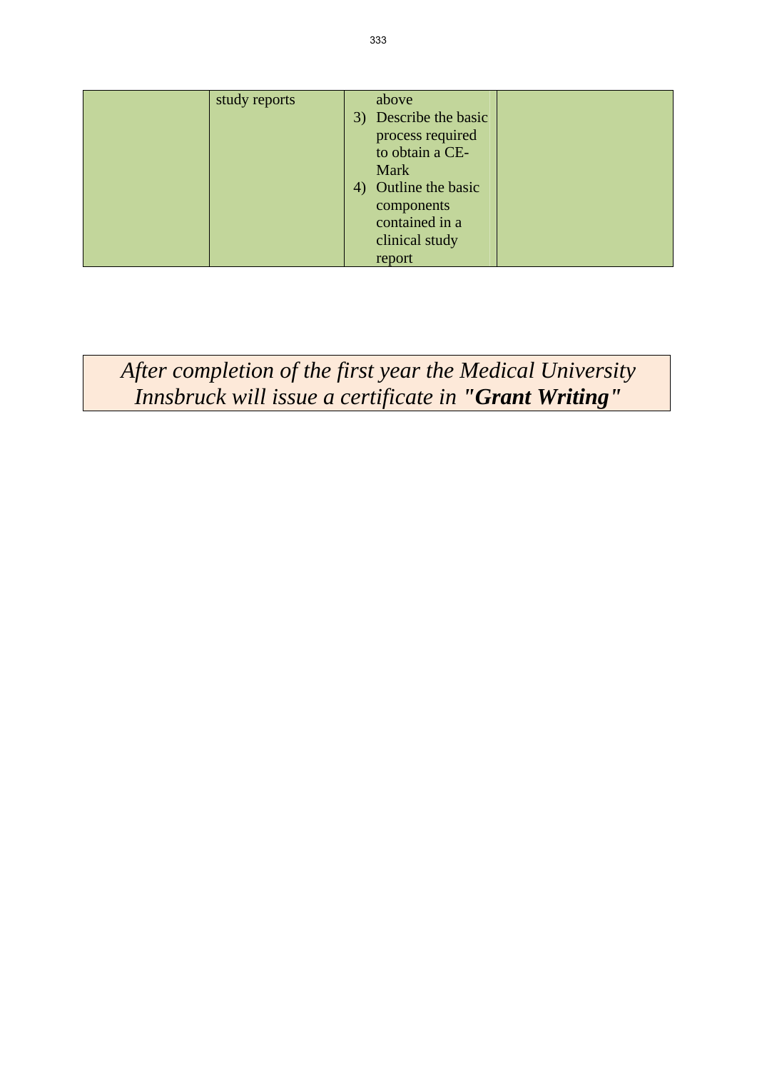| | | | |
|---|---|---|---|
| | study reports | above<br>3) Describe the basic process required to obtain a CE-Mark<br>4) Outline the basic components contained in a clinical study report | |

*After completion of the first year the Medical University Innsbruck will issue a certificate in "**Grant Writing**"*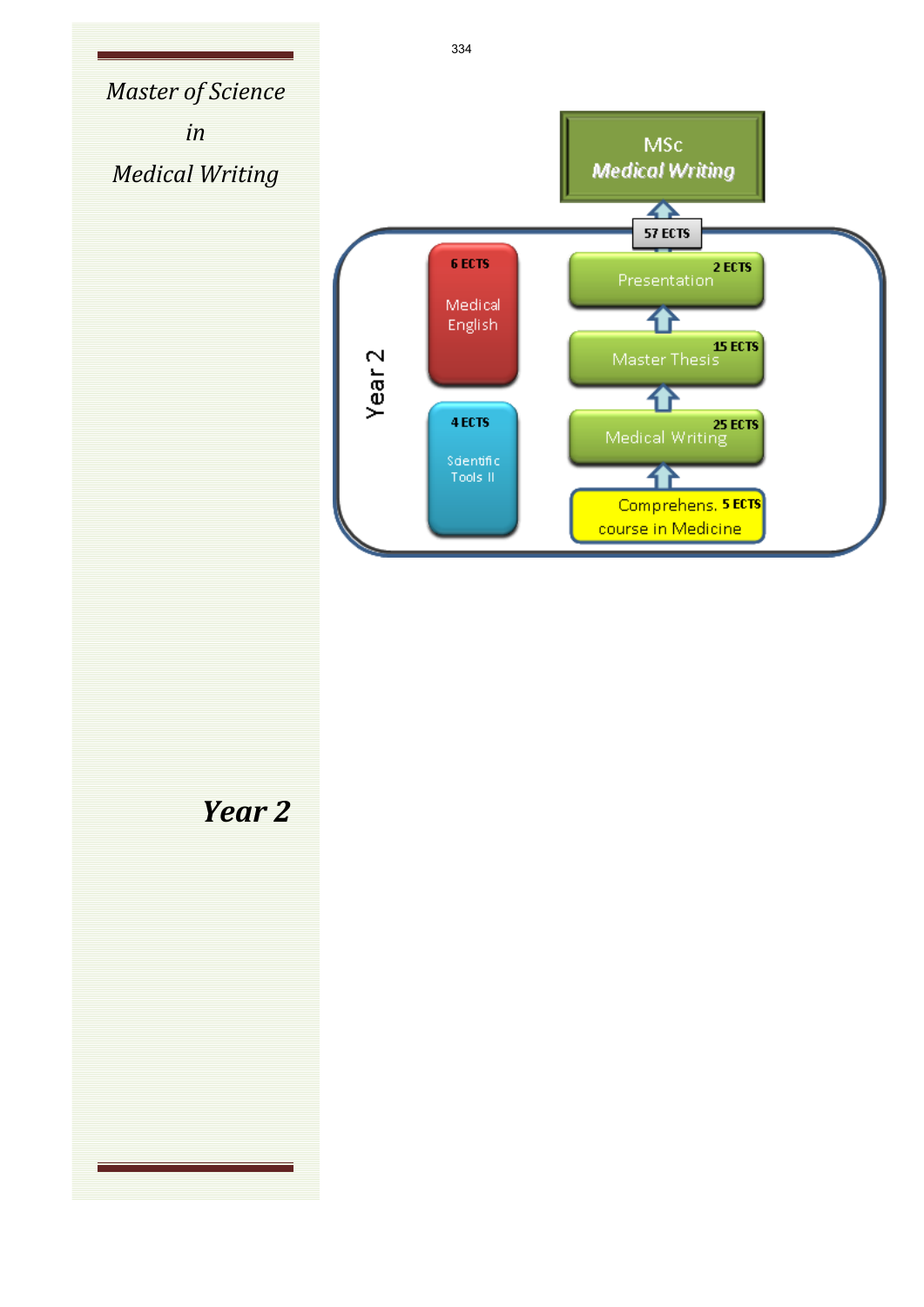*Master of Science*

*in*

*Medical Writing*

MSc
***Medical Writing***

57 ECTS

Year 2

6 ECTS
Medical English

4 ECTS
Scientific Tools II

2 ECTS
Presentation

15 ECTS
Master Thesis

25 ECTS
Medical Writing

5 ECTS
Comprehens. course in Medicine

***Year 2***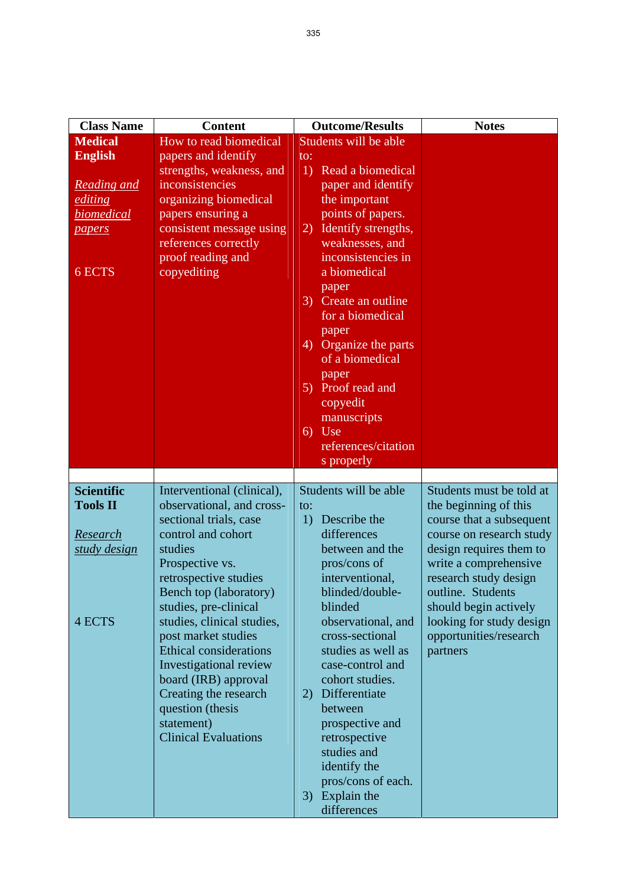| Class Name | Content | Outcome/Results | Notes |
|---|---|---|---|
| **Medical English**<br><br>*Reading and editing biomedical papers*<br><br>6 ECTS | How to read biomedical papers and identify strengths, weakness, and inconsistencies<br>organizing biomedical papers ensuring a consistent message using references correctly<br>proof reading and copyediting | Students will be able to:<br>1) Read a biomedical paper and identify the important points of papers.<br>2) Identify strengths, weaknesses, and inconsistencies in a biomedical paper<br>3) Create an outline for a biomedical paper<br>4) Organize the parts of a biomedical paper<br>5) Proof read and copyedit manuscripts<br>6) Use references/citations properly | |
| | | | |
| **Scientific Tools II**<br><br>*Research study design*<br><br>4 ECTS | Interventional (clinical), observational, and cross-sectional trials, case control and cohort studies<br>Prospective vs. retrospective studies<br>Bench top (laboratory) studies, pre-clinical studies, clinical studies, post market studies<br>Ethical considerations<br>Investigational review board (IRB) approval<br>Creating the research question (thesis statement)<br>Clinical Evaluations | Students will be able to:<br>1) Describe the differences between and the pros/cons of interventional, blinded/double-blinded observational, and cross-sectional studies as well as case-control and cohort studies.<br>2) Differentiate between prospective and retrospective studies and identify the pros/cons of each.<br>3) Explain the differences | Students must be told at the beginning of this course that a subsequent course on research study design requires them to write a comprehensive research study design outline. Students should begin actively looking for study design opportunities/research partners |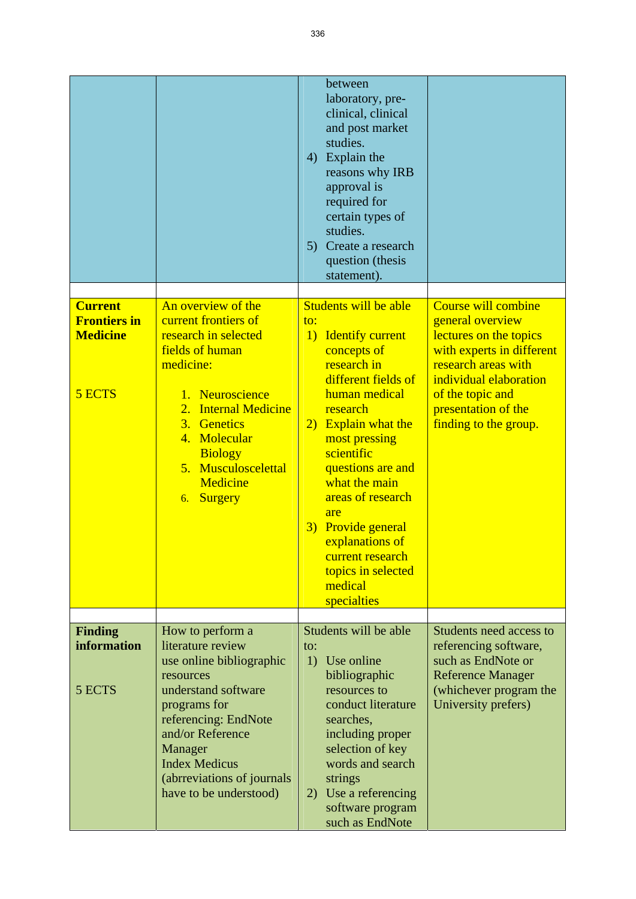| | | | |
|---|---|---|---|
| | | between laboratory, pre-clinical, clinical and post market studies.<br>4) Explain the reasons why IRB approval is required for certain types of studies.<br>5) Create a research question (thesis statement). | |
| | | | |
| **Current Frontiers in Medicine**<br><br>5 ECTS | An overview of the current frontiers of research in selected fields of human medicine:<br><br>1. Neuroscience<br>2. Internal Medicine<br>3. Genetics<br>4. Molecular Biology<br>5. Musculoscelettal Medicine<br>6. Surgery | Students will be able to:<br>1) Identify current concepts of research in different fields of human medical research<br>2) Explain what the most pressing scientific questions are and what the main areas of research are<br>3) Provide general explanations of current research topics in selected medical specialties | Course will combine general overview lectures on the topics with experts in different research areas with individual elaboration of the topic and presentation of the finding to the group. |
| | | | |
| **Finding information**<br><br>5 ECTS | How to perform a literature review<br>use online bibliographic resources<br>understand software programs for referencing: EndNote and/or Reference Manager<br>Index Medicus (abrreviations of journals have to be understood) | Students will be able to:<br>1) Use online bibliographic resources to conduct literature searches, including proper selection of key words and search strings<br>2) Use a referencing software program such as EndNote | Students need access to referencing software, such as EndNote or Reference Manager (whichever program the University prefers) |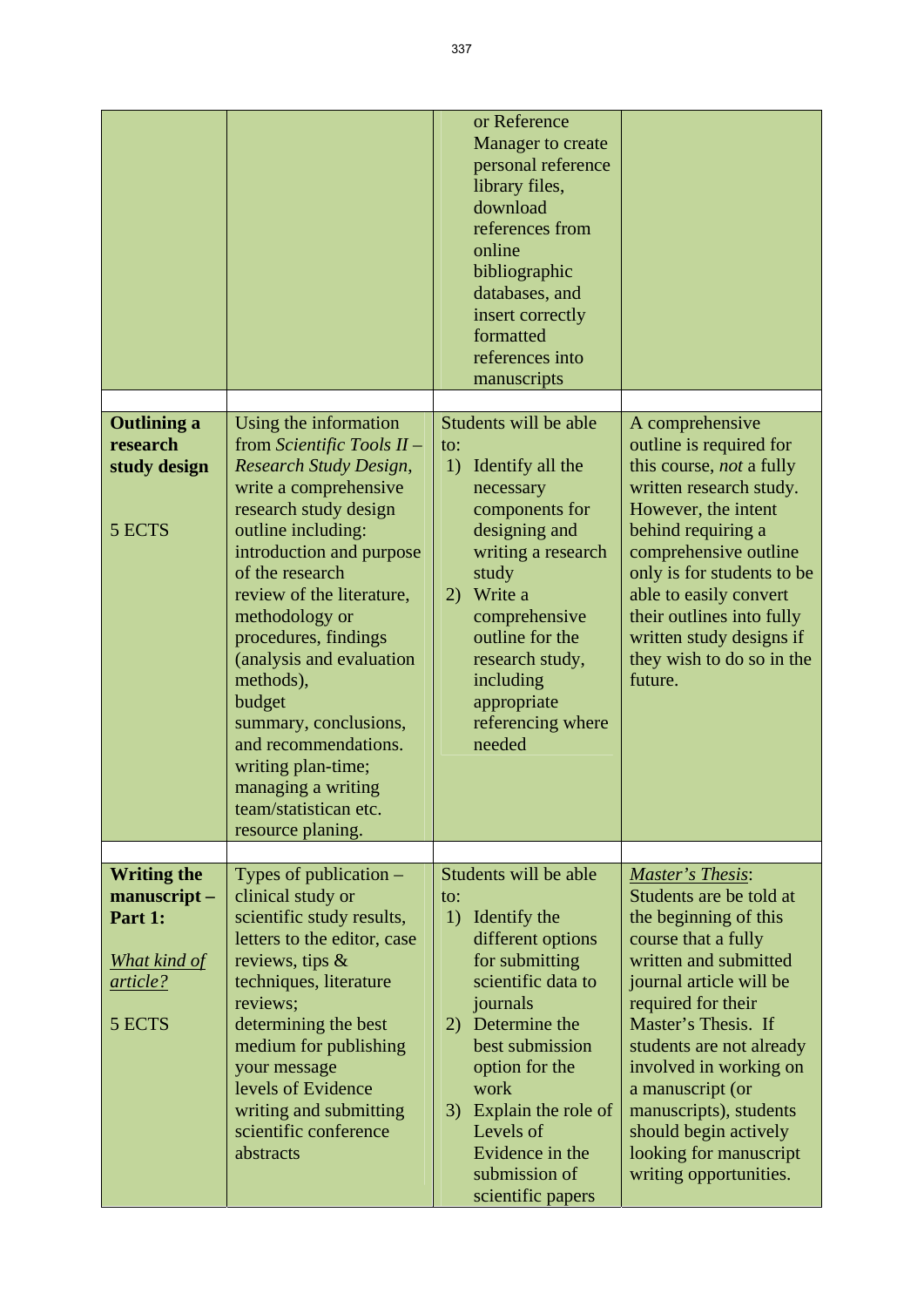| | | | |
|---|---|---|---|
| | | or Reference Manager to create personal reference library files, download references from online bibliographic databases, and insert correctly formatted references into manuscripts | |
| | | | |
| **Outlining a research study design**<br><br>5 ECTS | Using the information from *Scientific Tools II – Research Study Design*, write a comprehensive research study design outline including:<br>introduction and purpose of the research<br>review of the literature,<br>methodology or procedures, findings (analysis and evaluation methods),<br>budget<br>summary, conclusions, and recommendations.<br>writing plan-time;<br>managing a writing team/statistican etc.<br>resource planing. | Students will be able to:<br>1) Identify all the necessary components for designing and writing a research study<br>2) Write a comprehensive outline for the research study, including appropriate referencing where needed | A comprehensive outline is required for this course, *not* a fully written research study. However, the intent behind requiring a comprehensive outline only is for students to be able to easily convert their outlines into fully written study designs if they wish to do so in the future. |
| | | | |
| **Writing the manuscript – Part 1:**<br><br>*What kind of article?*<br><br>5 ECTS | Types of publication – clinical study or scientific study results, letters to the editor, case reviews, tips & techniques, literature reviews;<br>determining the best medium for publishing your message<br>levels of Evidence<br>writing and submitting scientific conference abstracts | Students will be able to:<br>1) Identify the different options for submitting scientific data to journals<br>2) Determine the best submission option for the work<br>3) Explain the role of Levels of Evidence in the submission of scientific papers | *Master's Thesis*:<br>Students are be told at the beginning of this course that a fully written and submitted journal article will be required for their Master's Thesis. If students are not already involved in working on a manuscript (or manuscripts), students should begin actively looking for manuscript writing opportunities. |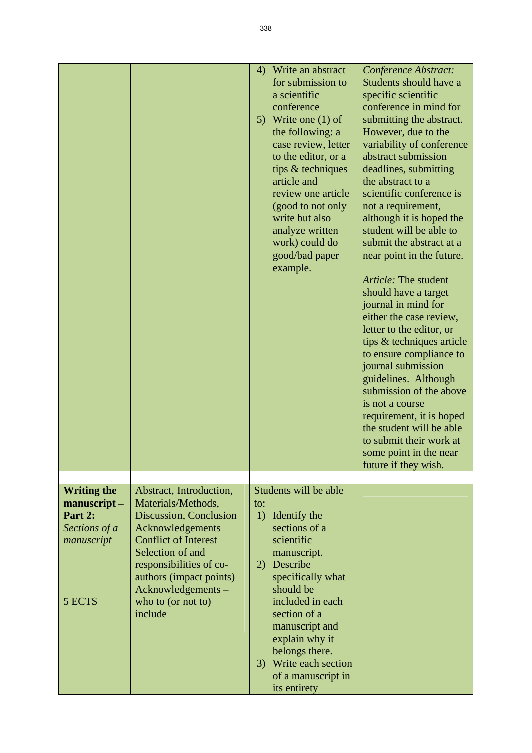| | | | |
|---|---|---|---|
| | | 4) Write an abstract for submission to a scientific conference<br>5) Write one (1) of the following: a case review, letter to the editor, or a tips & techniques article and review one article (good to not only write but also analyze written work) could do good/bad paper example. | *Conference Abstract:* Students should have a specific scientific conference in mind for submitting the abstract. However, due to the variability of conference abstract submission deadlines, submitting the abstract to a scientific conference is not a requirement, although it is hoped the student will be able to submit the abstract at a near point in the future.<br><br>*Article:* The student should have a target journal in mind for either the case review, letter to the editor, or tips & techniques article to ensure compliance to journal submission guidelines. Although submission of the above is not a course requirement, it is hoped the student will be able to submit their work at some point in the near future if they wish. |
| | | | |
| **Writing the manuscript – Part 2:** *Sections of a manuscript*<br><br>5 ECTS | Abstract, Introduction, Materials/Methods, Discussion, Conclusion Acknowledgements Conflict of Interest Selection of and responsibilities of co-authors (impact points) Acknowledgements – who to (or not to) include | Students will be able to:<br>1) Identify the sections of a scientific manuscript.<br>2) Describe specifically what should be included in each section of a manuscript and explain why it belongs there.<br>3) Write each section of a manuscript in its entirety | |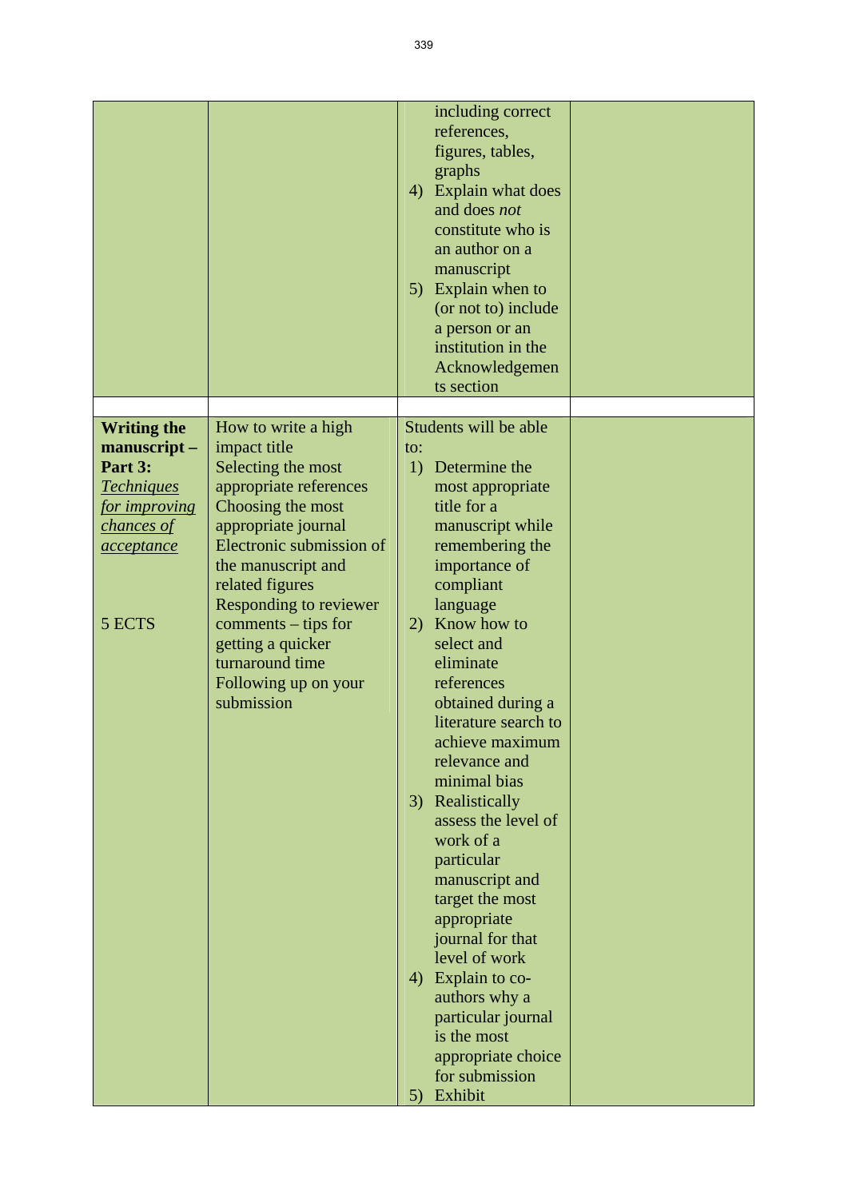| | | | |
|---|---|---|---|
| | | including correct references, figures, tables, graphs<br>4) Explain what does and does *not* constitute who is an author on a manuscript<br>5) Explain when to (or not to) include a person or an institution in the Acknowledgements section | |
| | | | |
| **Writing the manuscript – Part 3:** <u>*Techniques for improving chances of acceptance*</u><br><br>5 ECTS | How to write a high impact title<br>Selecting the most appropriate references<br>Choosing the most appropriate journal<br>Electronic submission of the manuscript and related figures<br>Responding to reviewer comments – tips for getting a quicker turnaround time<br>Following up on your submission | Students will be able to:<br>1) Determine the most appropriate title for a manuscript while remembering the importance of compliant language<br>2) Know how to select and eliminate references obtained during a literature search to achieve maximum relevance and minimal bias<br>3) Realistically assess the level of work of a particular manuscript and target the most appropriate journal for that level of work<br>4) Explain to co-authors why a particular journal is the most appropriate choice for submission<br>5) Exhibit | |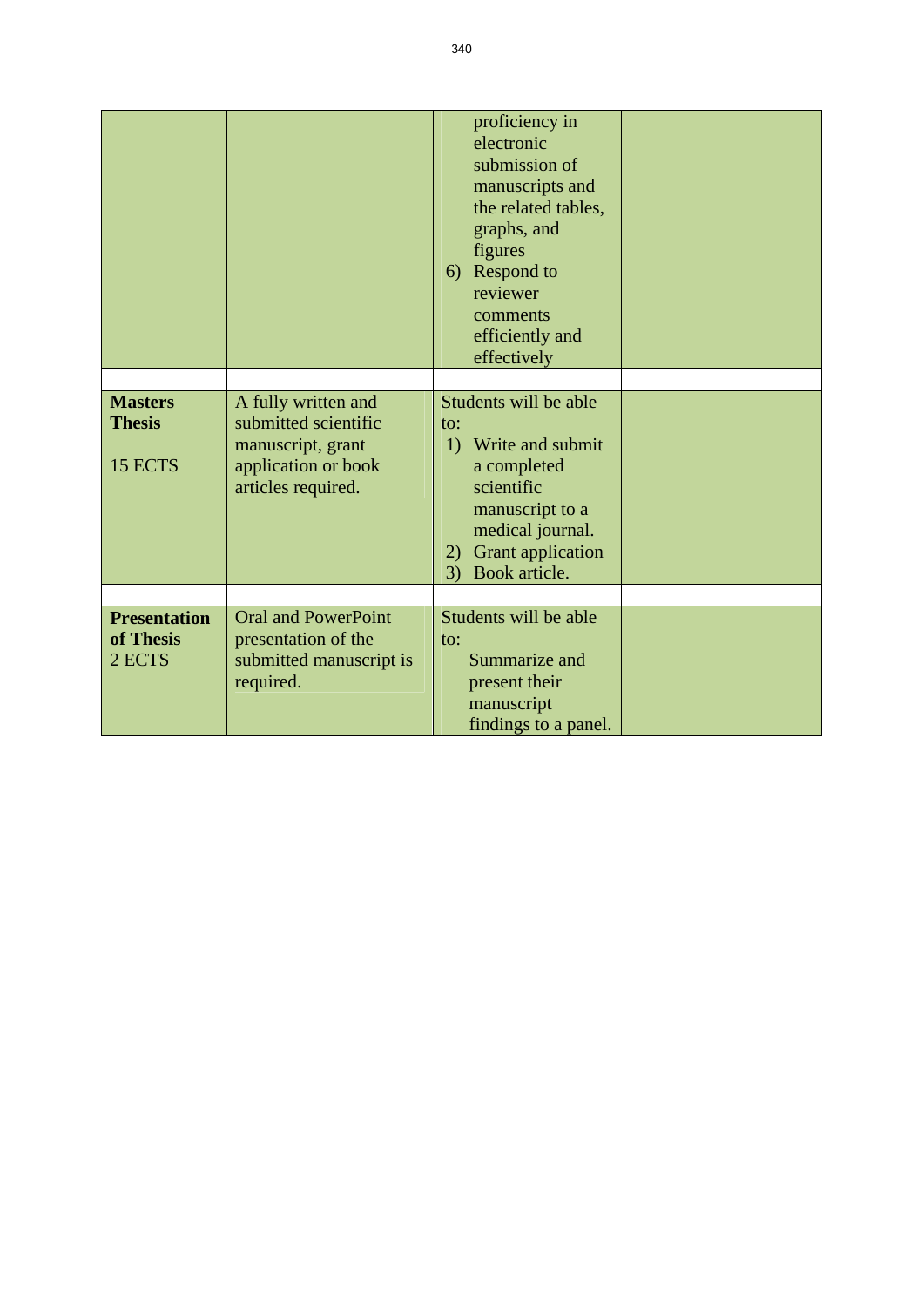| | | | |
|---|---|---|---|
| | | proficiency in electronic submission of manuscripts and the related tables, graphs, and figures<br>6) Respond to reviewer comments efficiently and effectively | |
| | | | |
| **Masters Thesis**<br><br>15 ECTS | A fully written and submitted scientific manuscript, grant application or book articles required. | Students will be able to:<br>1) Write and submit a completed scientific manuscript to a medical journal.<br>2) Grant application<br>3) Book article. | |
| | | | |
| **Presentation of Thesis**<br>2 ECTS | Oral and PowerPoint presentation of the submitted manuscript is required. | Students will be able to:<br>Summarize and present their manuscript findings to a panel. | |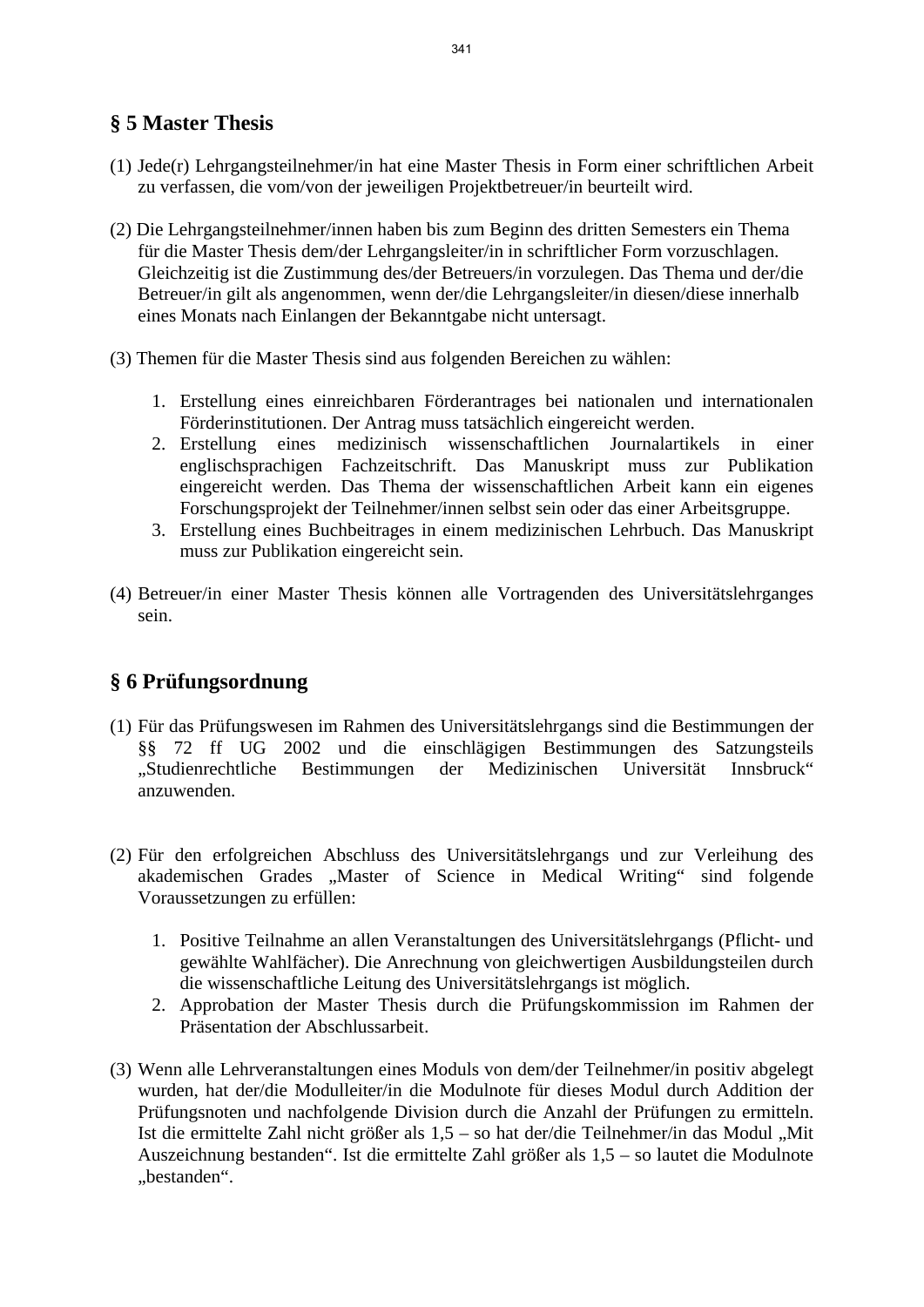## § 5 Master Thesis

(1) Jede(r) Lehrgangsteilnehmer/in hat eine Master Thesis in Form einer schriftlichen Arbeit zu verfassen, die vom/von der jeweiligen Projektbetreuer/in beurteilt wird.

(2) Die Lehrgangsteilnehmer/innen haben bis zum Beginn des dritten Semesters ein Thema für die Master Thesis dem/der Lehrgangsleiter/in in schriftlicher Form vorzuschlagen. Gleichzeitig ist die Zustimmung des/der Betreuers/in vorzulegen. Das Thema und der/die Betreuer/in gilt als angenommen, wenn der/die Lehrgangsleiter/in diesen/diese innerhalb eines Monats nach Einlangen der Bekanntgabe nicht untersagt.

(3) Themen für die Master Thesis sind aus folgenden Bereichen zu wählen:

1. Erstellung eines einreichbaren Förderantrages bei nationalen und internationalen Förderinstitutionen. Der Antrag muss tatsächlich eingereicht werden.
2. Erstellung eines medizinisch wissenschaftlichen Journalartikels in einer englischsprachigen Fachzeitschrift. Das Manuskript muss zur Publikation eingereicht werden. Das Thema der wissenschaftlichen Arbeit kann ein eigenes Forschungsprojekt der Teilnehmer/innen selbst sein oder das einer Arbeitsgruppe.
3. Erstellung eines Buchbeitrages in einem medizinischen Lehrbuch. Das Manuskript muss zur Publikation eingereicht sein.

(4) Betreuer/in einer Master Thesis können alle Vortragenden des Universitätslehrganges sein.

## § 6 Prüfungsordnung

(1) Für das Prüfungswesen im Rahmen des Universitätslehrgangs sind die Bestimmungen der §§ 72 ff UG 2002 und die einschlägigen Bestimmungen des Satzungsteils „Studienrechtliche Bestimmungen der Medizinischen Universität Innsbruck“ anzuwenden.

(2) Für den erfolgreichen Abschluss des Universitätslehrgangs und zur Verleihung des akademischen Grades „Master of Science in Medical Writing“ sind folgende Voraussetzungen zu erfüllen:

1. Positive Teilnahme an allen Veranstaltungen des Universitätslehrgangs (Pflicht- und gewählte Wahlfächer). Die Anrechnung von gleichwertigen Ausbildungsteilen durch die wissenschaftliche Leitung des Universitätslehrgangs ist möglich.
2. Approbation der Master Thesis durch die Prüfungskommission im Rahmen der Präsentation der Abschlussarbeit.

(3) Wenn alle Lehrveranstaltungen eines Moduls von dem/der Teilnehmer/in positiv abgelegt wurden, hat der/die Modulleiter/in die Modulnote für dieses Modul durch Addition der Prüfungsnoten und nachfolgende Division durch die Anzahl der Prüfungen zu ermitteln. Ist die ermittelte Zahl nicht größer als 1,5 – so hat der/die Teilnehmer/in das Modul „Mit Auszeichnung bestanden“. Ist die ermittelte Zahl größer als 1,5 – so lautet die Modulnote „bestanden“.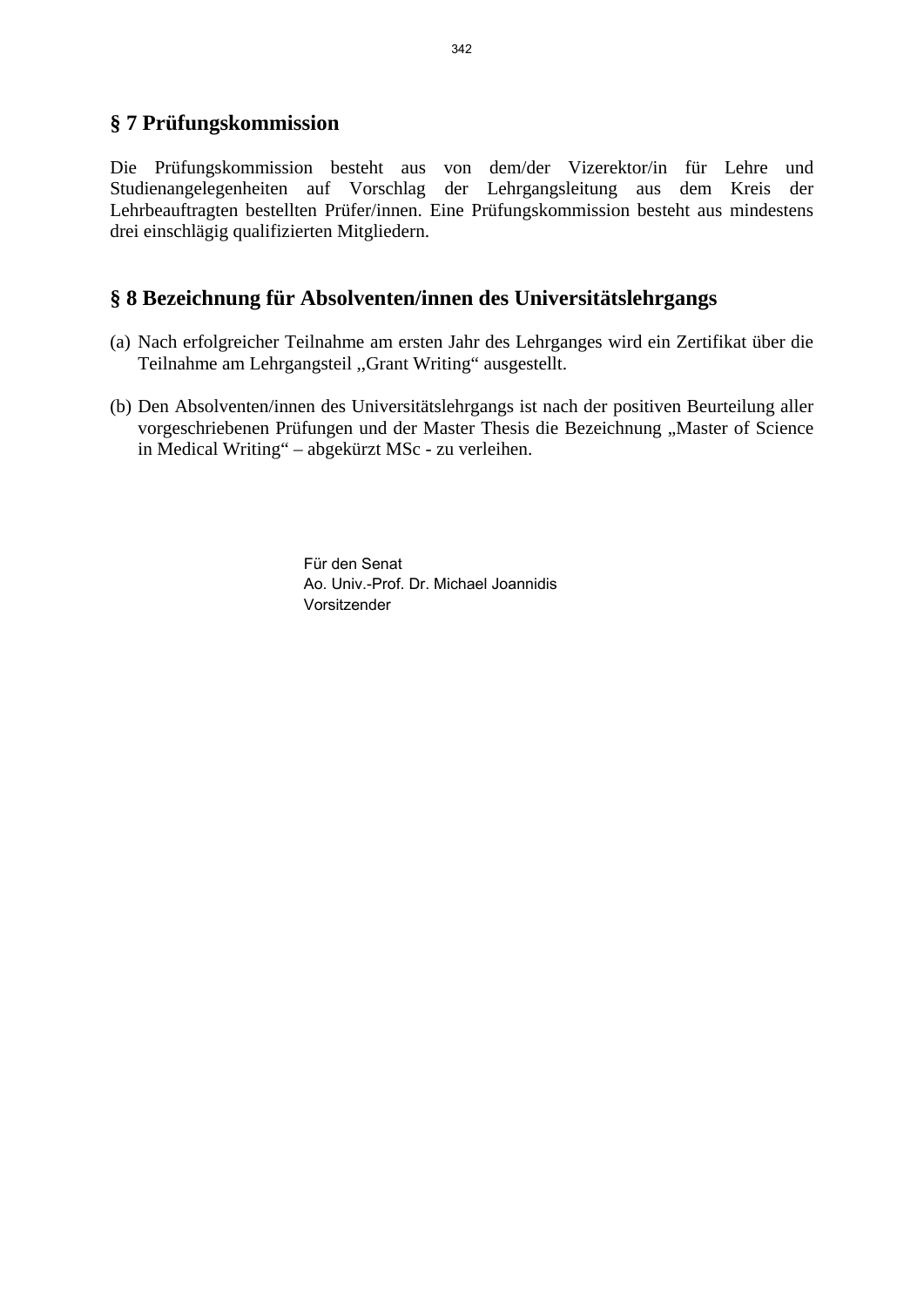## § 7 Prüfungskommission

Die Prüfungskommission besteht aus von dem/der Vizerektor/in für Lehre und Studienangelegenheiten auf Vorschlag der Lehrgangsleitung aus dem Kreis der Lehrbeauftragten bestellten Prüfer/innen. Eine Prüfungskommission besteht aus mindestens drei einschlägig qualifizierten Mitgliedern.

## § 8 Bezeichnung für Absolventen/innen des Universitätslehrgangs

(a) Nach erfolgreicher Teilnahme am ersten Jahr des Lehrganges wird ein Zertifikat über die Teilnahme am Lehrgangsteil ,,Grant Writing“ ausgestellt.

(b) Den Absolventen/innen des Universitätslehrgangs ist nach der positiven Beurteilung aller vorgeschriebenen Prüfungen und der Master Thesis die Bezeichnung „Master of Science in Medical Writing“ – abgekürzt MSc - zu verleihen.

Für den Senat
Ao. Univ.-Prof. Dr. Michael Joannidis
Vorsitzender